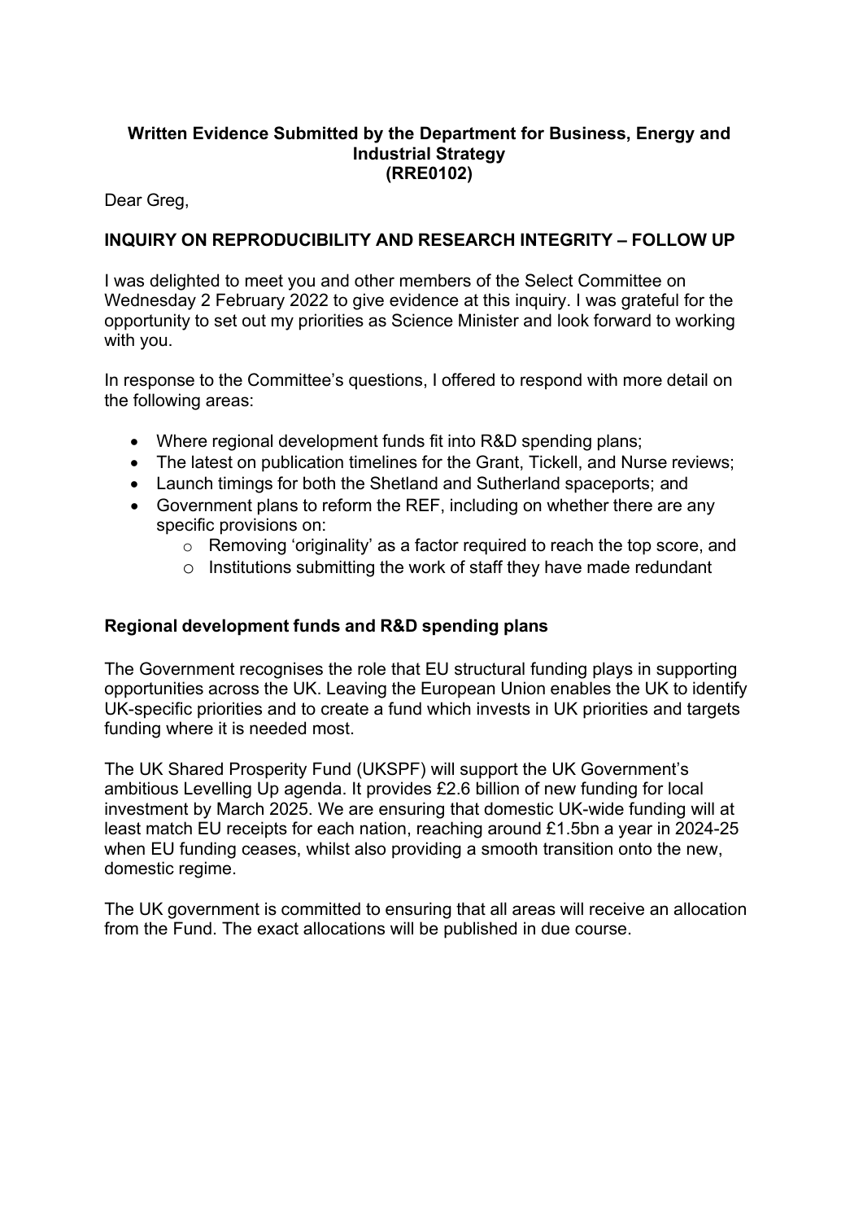**Written Evidence Submitted by the Department for Business, Energy and Industrial Strategy**
**(RRE0102)**

Dear Greg,

**INQUIRY ON REPRODUCIBILITY AND RESEARCH INTEGRITY – FOLLOW UP**

I was delighted to meet you and other members of the Select Committee on Wednesday 2 February 2022 to give evidence at this inquiry. I was grateful for the opportunity to set out my priorities as Science Minister and look forward to working with you.

In response to the Committee's questions, I offered to respond with more detail on the following areas:

- Where regional development funds fit into R&D spending plans;
- The latest on publication timelines for the Grant, Tickell, and Nurse reviews;
- Launch timings for both the Shetland and Sutherland spaceports; and
- Government plans to reform the REF, including on whether there are any specific provisions on:
  - Removing 'originality' as a factor required to reach the top score, and
  - Institutions submitting the work of staff they have made redundant

**Regional development funds and R&D spending plans**

The Government recognises the role that EU structural funding plays in supporting opportunities across the UK. Leaving the European Union enables the UK to identify UK-specific priorities and to create a fund which invests in UK priorities and targets funding where it is needed most.

The UK Shared Prosperity Fund (UKSPF) will support the UK Government's ambitious Levelling Up agenda. It provides £2.6 billion of new funding for local investment by March 2025. We are ensuring that domestic UK-wide funding will at least match EU receipts for each nation, reaching around £1.5bn a year in 2024-25 when EU funding ceases, whilst also providing a smooth transition onto the new, domestic regime.

The UK government is committed to ensuring that all areas will receive an allocation from the Fund. The exact allocations will be published in due course.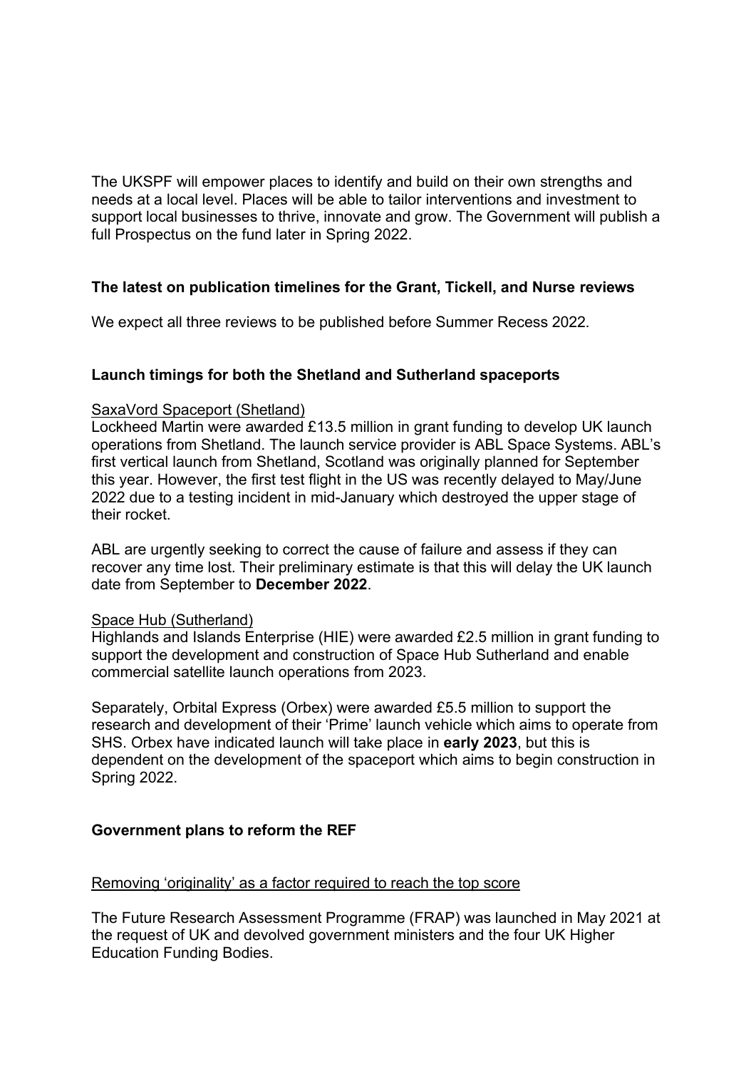The UKSPF will empower places to identify and build on their own strengths and needs at a local level. Places will be able to tailor interventions and investment to support local businesses to thrive, innovate and grow. The Government will publish a full Prospectus on the fund later in Spring 2022.

**The latest on publication timelines for the Grant, Tickell, and Nurse reviews**

We expect all three reviews to be published before Summer Recess 2022.

**Launch timings for both the Shetland and Sutherland spaceports**

<u>SaxaVord Spaceport (Shetland)</u>

Lockheed Martin were awarded £13.5 million in grant funding to develop UK launch operations from Shetland. The launch service provider is ABL Space Systems. ABL's first vertical launch from Shetland, Scotland was originally planned for September this year. However, the first test flight in the US was recently delayed to May/June 2022 due to a testing incident in mid-January which destroyed the upper stage of their rocket.

ABL are urgently seeking to correct the cause of failure and assess if they can recover any time lost. Their preliminary estimate is that this will delay the UK launch date from September to **December 2022**.

<u>Space Hub (Sutherland)</u>

Highlands and Islands Enterprise (HIE) were awarded £2.5 million in grant funding to support the development and construction of Space Hub Sutherland and enable commercial satellite launch operations from 2023.

Separately, Orbital Express (Orbex) were awarded £5.5 million to support the research and development of their 'Prime' launch vehicle which aims to operate from SHS. Orbex have indicated launch will take place in **early 2023**, but this is dependent on the development of the spaceport which aims to begin construction in Spring 2022.

**Government plans to reform the REF**

<u>Removing 'originality' as a factor required to reach the top score</u>

The Future Research Assessment Programme (FRAP) was launched in May 2021 at the request of UK and devolved government ministers and the four UK Higher Education Funding Bodies.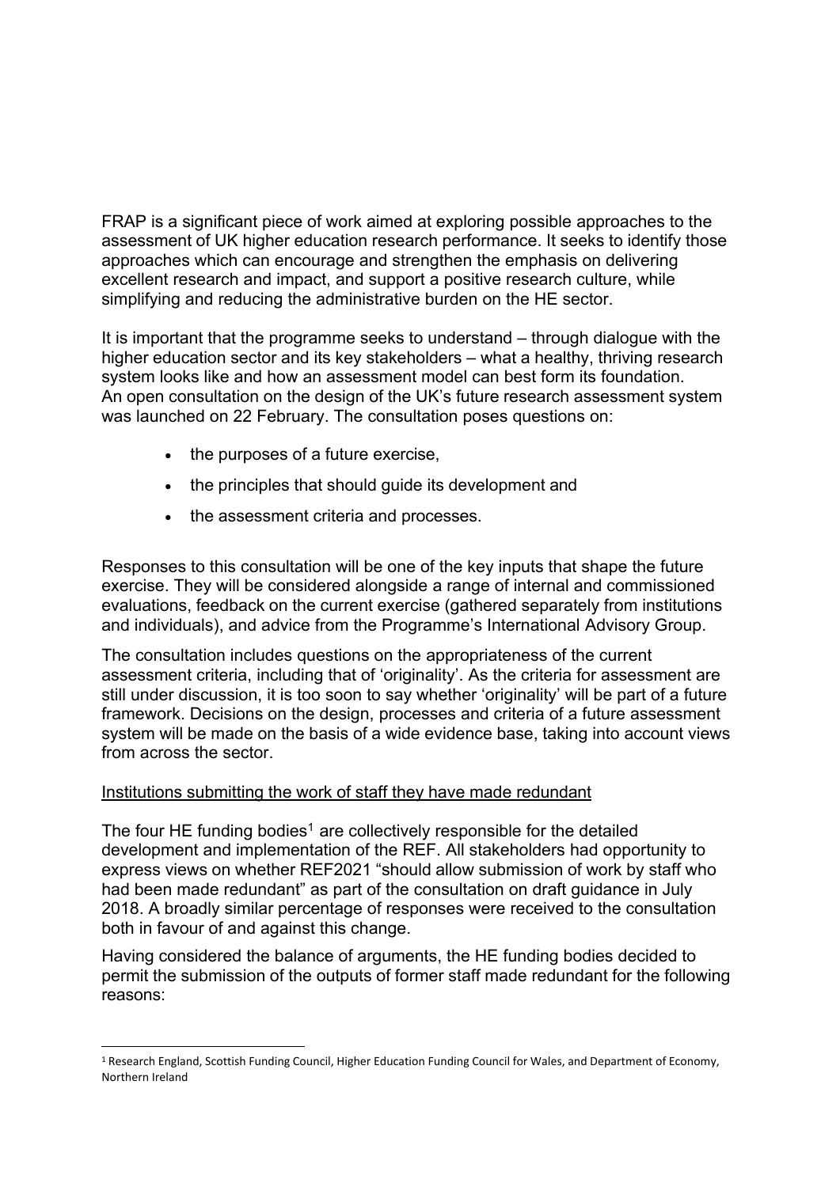FRAP is a significant piece of work aimed at exploring possible approaches to the assessment of UK higher education research performance. It seeks to identify those approaches which can encourage and strengthen the emphasis on delivering excellent research and impact, and support a positive research culture, while simplifying and reducing the administrative burden on the HE sector.

It is important that the programme seeks to understand – through dialogue with the higher education sector and its key stakeholders – what a healthy, thriving research system looks like and how an assessment model can best form its foundation. An open consultation on the design of the UK's future research assessment system was launched on 22 February. The consultation poses questions on:

- the purposes of a future exercise,
- the principles that should guide its development and
- the assessment criteria and processes.

Responses to this consultation will be one of the key inputs that shape the future exercise. They will be considered alongside a range of internal and commissioned evaluations, feedback on the current exercise (gathered separately from institutions and individuals), and advice from the Programme's International Advisory Group.

The consultation includes questions on the appropriateness of the current assessment criteria, including that of 'originality'. As the criteria for assessment are still under discussion, it is too soon to say whether 'originality' will be part of a future framework. Decisions on the design, processes and criteria of a future assessment system will be made on the basis of a wide evidence base, taking into account views from across the sector.

<u>Institutions submitting the work of staff they have made redundant</u>

The four HE funding bodies[1] are collectively responsible for the detailed development and implementation of the REF. All stakeholders had opportunity to express views on whether REF2021 "should allow submission of work by staff who had been made redundant" as part of the consultation on draft guidance in July 2018. A broadly similar percentage of responses were received to the consultation both in favour of and against this change.

Having considered the balance of arguments, the HE funding bodies decided to permit the submission of the outputs of former staff made redundant for the following reasons:

[1] Research England, Scottish Funding Council, Higher Education Funding Council for Wales, and Department of Economy, Northern Ireland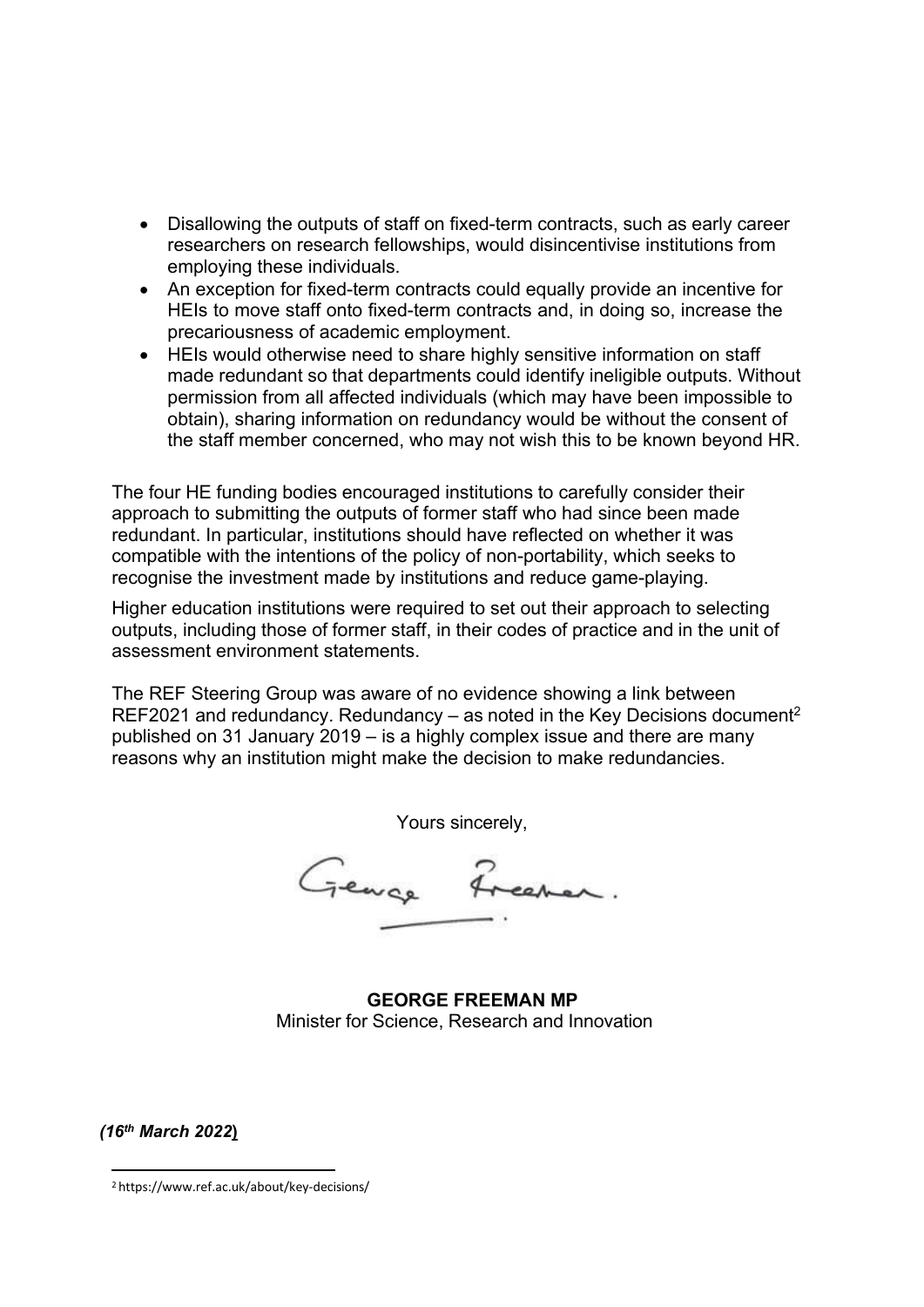- Disallowing the outputs of staff on fixed-term contracts, such as early career researchers on research fellowships, would disincentivise institutions from employing these individuals.
- An exception for fixed-term contracts could equally provide an incentive for HEIs to move staff onto fixed-term contracts and, in doing so, increase the precariousness of academic employment.
- HEIs would otherwise need to share highly sensitive information on staff made redundant so that departments could identify ineligible outputs. Without permission from all affected individuals (which may have been impossible to obtain), sharing information on redundancy would be without the consent of the staff member concerned, who may not wish this to be known beyond HR.

The four HE funding bodies encouraged institutions to carefully consider their approach to submitting the outputs of former staff who had since been made redundant. In particular, institutions should have reflected on whether it was compatible with the intentions of the policy of non-portability, which seeks to recognise the investment made by institutions and reduce game-playing.

Higher education institutions were required to set out their approach to selecting outputs, including those of former staff, in their codes of practice and in the unit of assessment environment statements.

The REF Steering Group was aware of no evidence showing a link between REF2021 and redundancy. Redundancy – as noted in the Key Decisions document[2] published on 31 January 2019 – is a highly complex issue and there are many reasons why an institution might make the decision to make redundancies.

Yours sincerely,

George Freeman.

**GEORGE FREEMAN MP**
Minister for Science, Research and Innovation

***(16th March 2022)***

[2] https://www.ref.ac.uk/about/key-decisions/